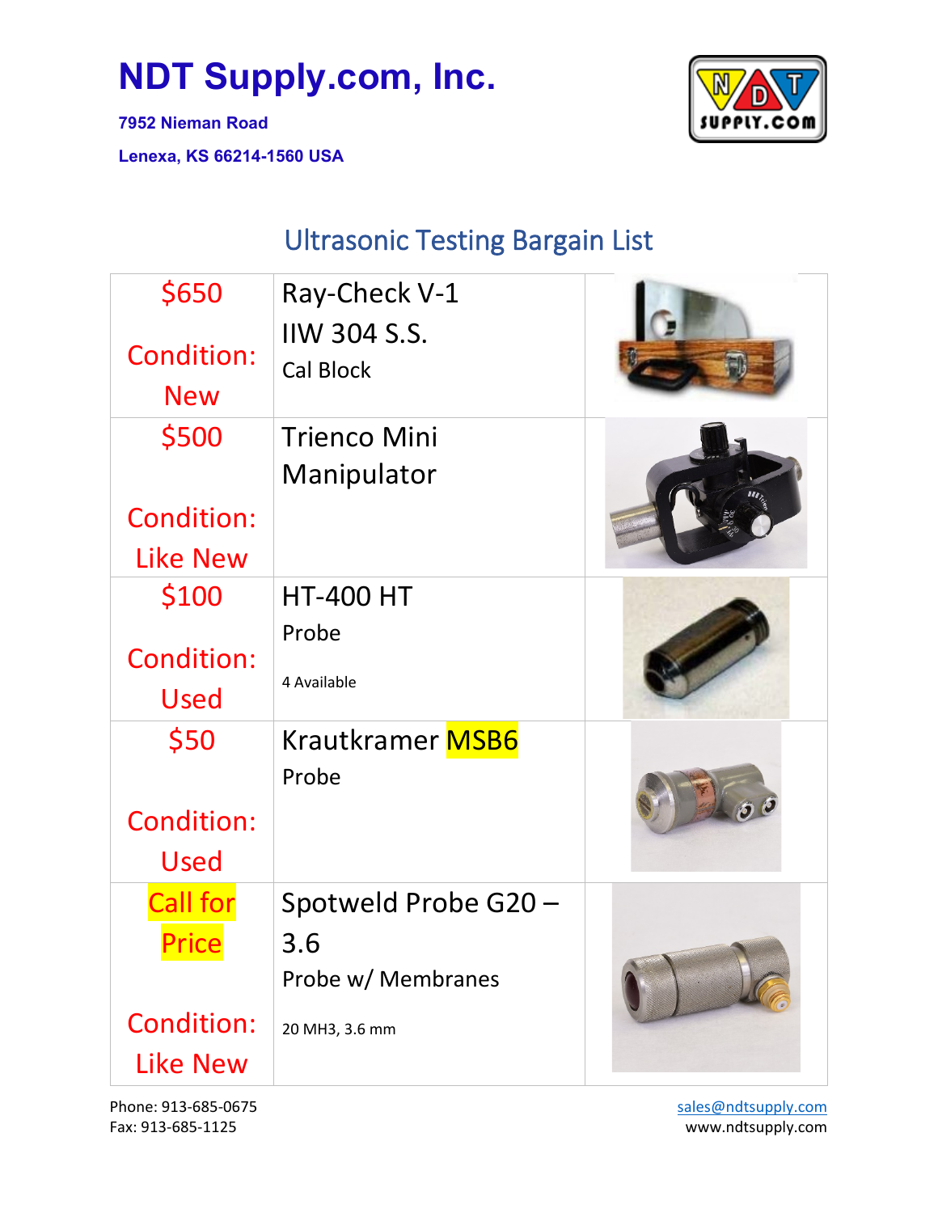# NDT Supply.com, Inc.

**7952 Nieman Road**

**Lenexa, KS 66214-1560 USA**

## Ultrasonic Testing Bargain List

| Price / Condition | Item | |
|---|---|---|
| $650 Condition: New | Ray-Check V-1 IIW 304 S.S. Cal Block | |
| $500 Condition: Like New | Trienco Mini Manipulator | |
| $100 Condition: Used | HT-400 HT Probe 4 Available | |
| $50 Condition: Used | Krautkramer MSB6 Probe | |
| Call for Price Condition: Like New | Spotweld Probe G20 – 3.6 Probe w/ Membranes 20 MH3, 3.6 mm | |

Phone: 913-685-0675
Fax: 913-685-1125

sales@ndtsupply.com
www.ndtsupply.com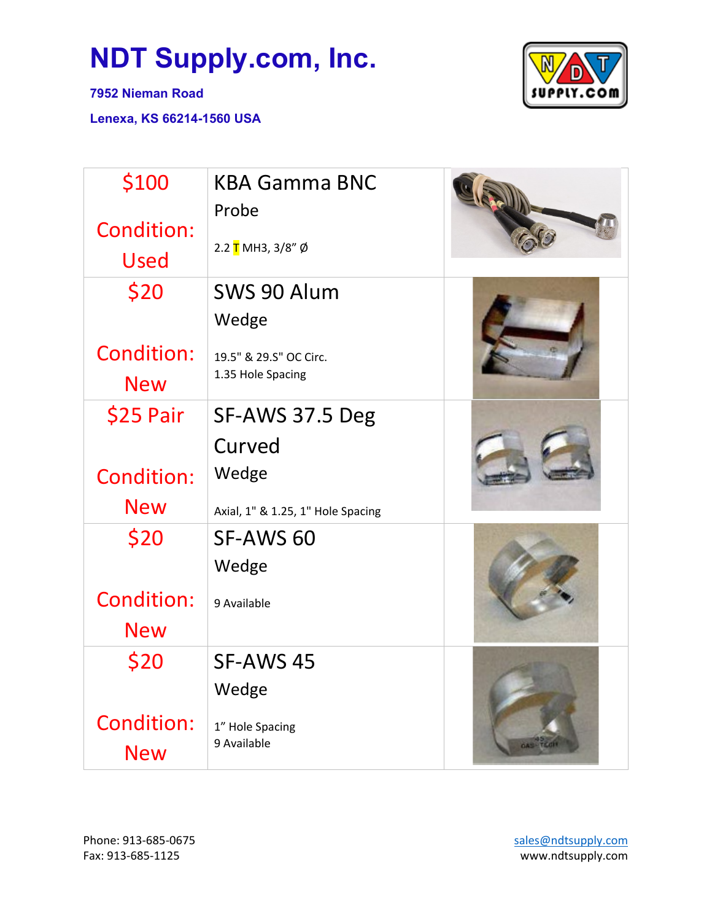# NDT Supply.com, Inc.

**7952 Nieman Road**

**Lenexa, KS 66214-1560 USA**

| Price / Condition | Item | |
|---|---|---|
| $100 Condition: Used | KBA Gamma BNC Probe<br>2.2 T MH3, 3/8" Ø | |
| $20 Condition: New | SWS 90 Alum Wedge<br>19.5" & 29.5" OC Circ.<br>1.35 Hole Spacing | |
| $25 Pair Condition: New | SF-AWS 37.5 Deg Curved Wedge<br>Axial, 1" & 1.25, 1" Hole Spacing | |
| $20 Condition: New | SF-AWS 60 Wedge<br>9 Available | |
| $20 Condition: New | SF-AWS 45 Wedge<br>1" Hole Spacing<br>9 Available | |

Phone: 913-685-0675
Fax: 913-685-1125

sales@ndtsupply.com
www.ndtsupply.com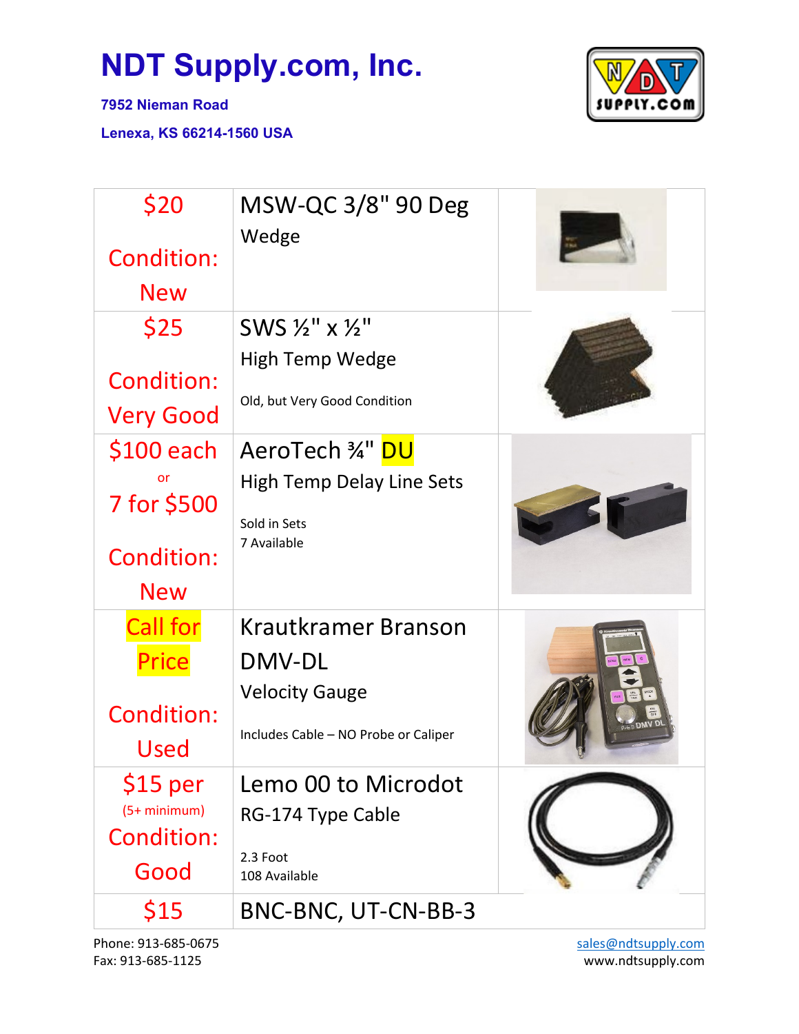# NDT Supply.com, Inc.

**7952 Nieman Road**

**Lenexa, KS 66214-1560 USA**

| Price / Condition | Item | |
|---|---|---|
| $20<br><br>Condition: New | MSW-QC 3/8" 90 Deg<br>Wedge | |
| $25<br><br>Condition: Very Good | SWS ½" x ½"<br>High Temp Wedge<br><br>Old, but Very Good Condition | |
| $100 each<br>or<br>7 for $500<br><br>Condition: New | AeroTech ¾" DU<br>High Temp Delay Line Sets<br><br>Sold in Sets<br>7 Available | |
| Call for Price<br><br>Condition: Used | Krautkramer Branson DMV-DL<br>Velocity Gauge<br><br>Includes Cable – NO Probe or Caliper | |
| $15 per<br>(5+ minimum)<br>Condition: Good | Lemo 00 to Microdot<br>RG-174 Type Cable<br><br>2.3 Foot<br>108 Available | |
| $15 | BNC-BNC, UT-CN-BB-3 | |

Phone: 913-685-0675
Fax: 913-685-1125

sales@ndtsupply.com
www.ndtsupply.com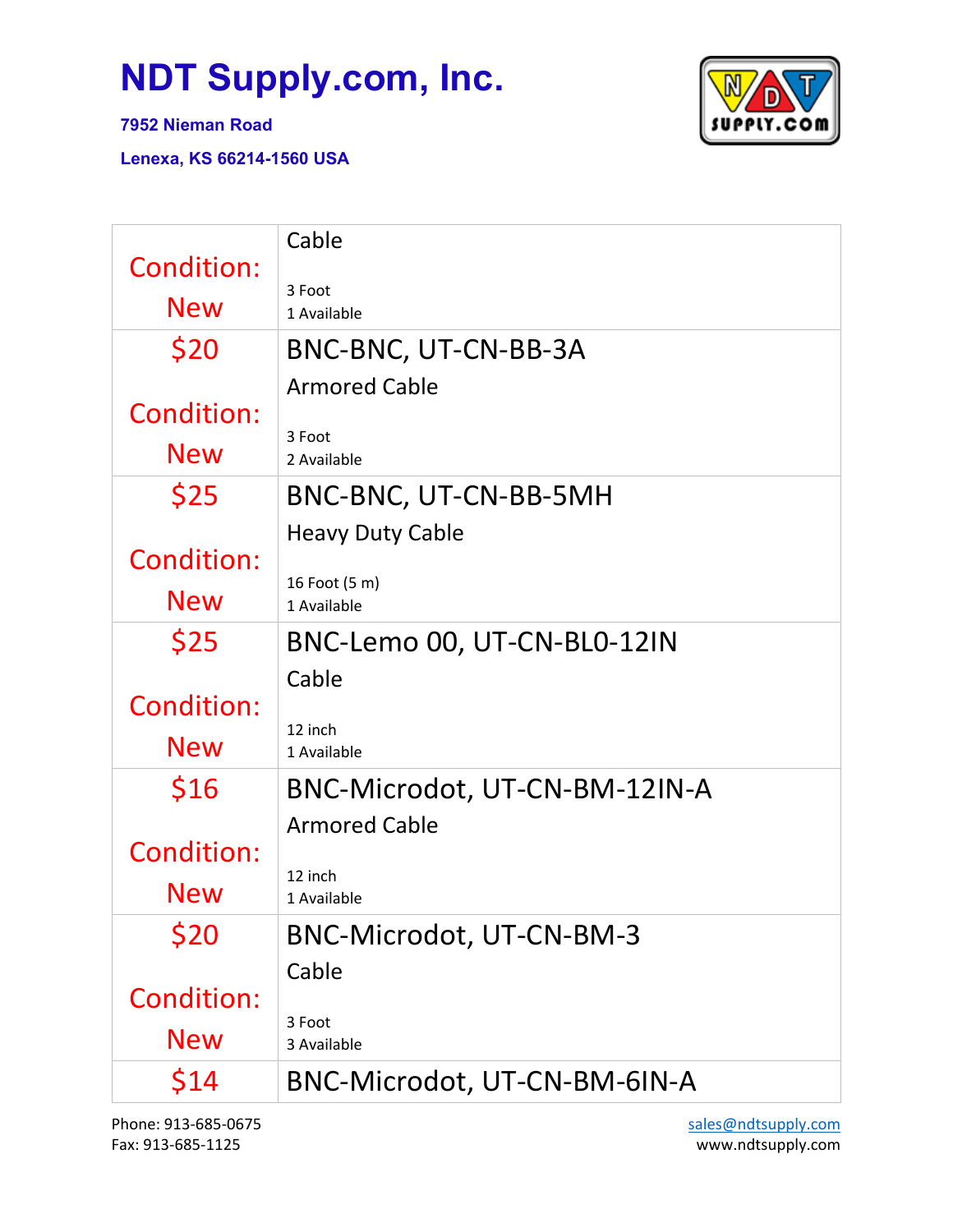# NDT Supply.com, Inc.

**7952 Nieman Road**

**Lenexa, KS 66214-1560 USA**

| | |
|---|---|
| Condition: New | Cable<br><br>3 Foot<br>1 Available |
| $20<br><br>Condition: New | BNC-BNC, UT-CN-BB-3A<br>Armored Cable<br><br>3 Foot<br>2 Available |
| $25<br><br>Condition: New | BNC-BNC, UT-CN-BB-5MH<br>Heavy Duty Cable<br><br>16 Foot (5 m)<br>1 Available |
| $25<br><br>Condition: New | BNC-Lemo 00, UT-CN-BL0-12IN<br>Cable<br><br>12 inch<br>1 Available |
| $16<br><br>Condition: New | BNC-Microdot, UT-CN-BM-12IN-A<br>Armored Cable<br><br>12 inch<br>1 Available |
| $20<br><br>Condition: New | BNC-Microdot, UT-CN-BM-3<br>Cable<br><br>3 Foot<br>3 Available |
| $14 | BNC-Microdot, UT-CN-BM-6IN-A |

Phone: 913-685-0675
Fax: 913-685-1125

sales@ndtsupply.com
www.ndtsupply.com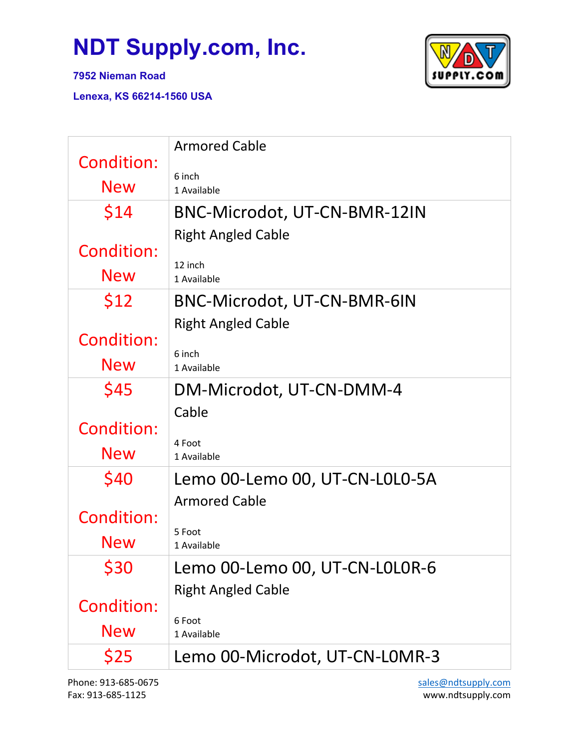# NDT Supply.com, Inc.

**7952 Nieman Road**

**Lenexa, KS 66214-1560 USA**

| | |
|---|---|
| Condition: New | Armored Cable<br><br>6 inch<br>1 Available |
| $14<br><br>Condition: New | BNC-Microdot, UT-CN-BMR-12IN<br>Right Angled Cable<br><br>12 inch<br>1 Available |
| $12<br><br>Condition: New | BNC-Microdot, UT-CN-BMR-6IN<br>Right Angled Cable<br><br>6 inch<br>1 Available |
| $45<br><br>Condition: New | DM-Microdot, UT-CN-DMM-4<br>Cable<br><br>4 Foot<br>1 Available |
| $40<br><br>Condition: New | Lemo 00-Lemo 00, UT-CN-L0L0-5A<br>Armored Cable<br><br>5 Foot<br>1 Available |
| $30<br><br>Condition: New | Lemo 00-Lemo 00, UT-CN-L0L0R-6<br>Right Angled Cable<br><br>6 Foot<br>1 Available |
| $25 | Lemo 00-Microdot, UT-CN-L0MR-3 |

Phone: 913-685-0675
Fax: 913-685-1125

sales@ndtsupply.com
www.ndtsupply.com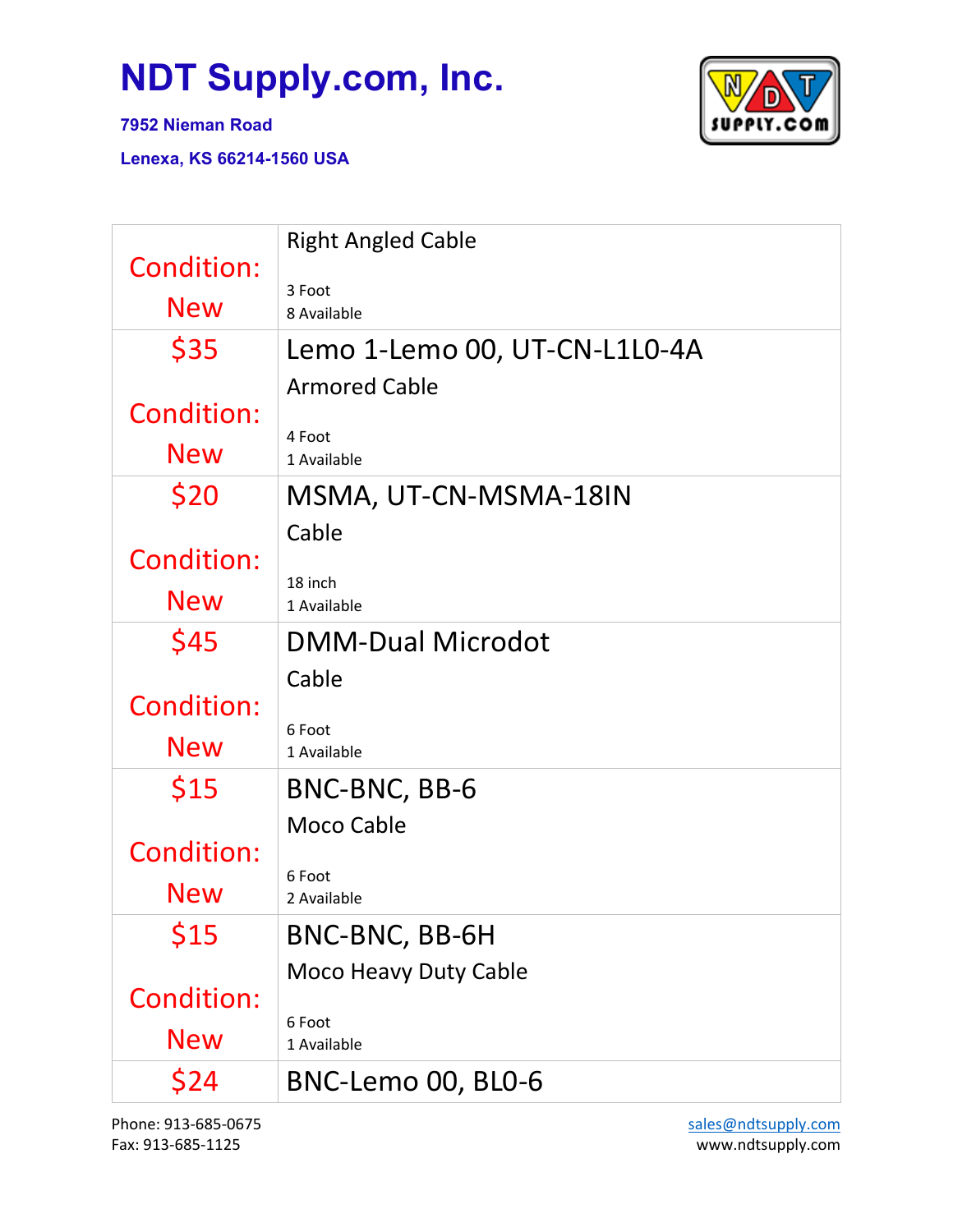# NDT Supply.com, Inc.

**7952 Nieman Road**

**Lenexa, KS 66214-1560 USA**

| | |
|---|---|
| Condition: New | Right Angled Cable<br><br>3 Foot<br>8 Available |
| $35<br><br>Condition: New | Lemo 1-Lemo 00, UT-CN-L1L0-4A<br>Armored Cable<br><br>4 Foot<br>1 Available |
| $20<br><br>Condition: New | MSMA, UT-CN-MSMA-18IN<br>Cable<br><br>18 inch<br>1 Available |
| $45<br><br>Condition: New | DMM-Dual Microdot<br>Cable<br><br>6 Foot<br>1 Available |
| $15<br><br>Condition: New | BNC-BNC, BB-6<br>Moco Cable<br><br>6 Foot<br>2 Available |
| $15<br><br>Condition: New | BNC-BNC, BB-6H<br>Moco Heavy Duty Cable<br><br>6 Foot<br>1 Available |
| $24 | BNC-Lemo 00, BL0-6 |

Phone: 913-685-0675
Fax: 913-685-1125

sales@ndtsupply.com
www.ndtsupply.com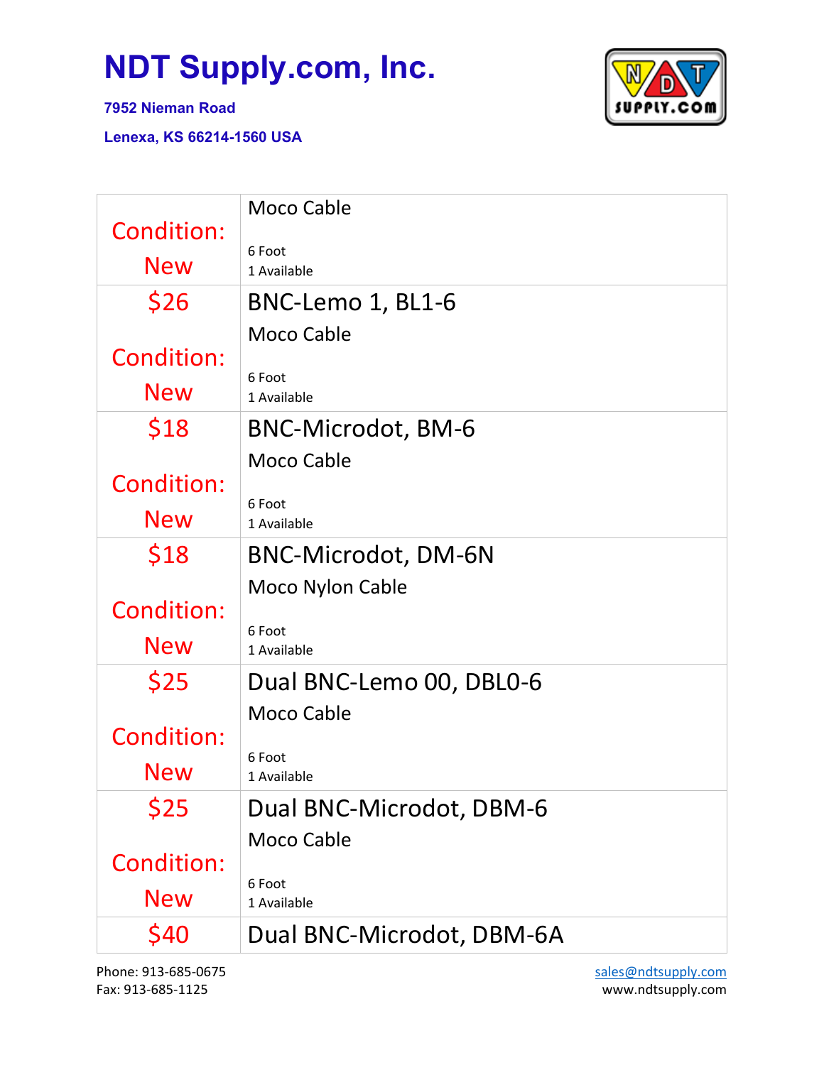# NDT Supply.com, Inc.

**7952 Nieman Road**

**Lenexa, KS 66214-1560 USA**

| | |
|---|---|
| Condition: New | Moco Cable<br><br>6 Foot<br>1 Available |
| $26<br><br>Condition: New | BNC-Lemo 1, BL1-6<br>Moco Cable<br><br>6 Foot<br>1 Available |
| $18<br><br>Condition: New | BNC-Microdot, BM-6<br>Moco Cable<br><br>6 Foot<br>1 Available |
| $18<br><br>Condition: New | BNC-Microdot, DM-6N<br>Moco Nylon Cable<br><br>6 Foot<br>1 Available |
| $25<br><br>Condition: New | Dual BNC-Lemo 00, DBL0-6<br>Moco Cable<br><br>6 Foot<br>1 Available |
| $25<br><br>Condition: New | Dual BNC-Microdot, DBM-6<br>Moco Cable<br><br>6 Foot<br>1 Available |
| $40 | Dual BNC-Microdot, DBM-6A |

Phone: 913-685-0675
Fax: 913-685-1125

sales@ndtsupply.com
www.ndtsupply.com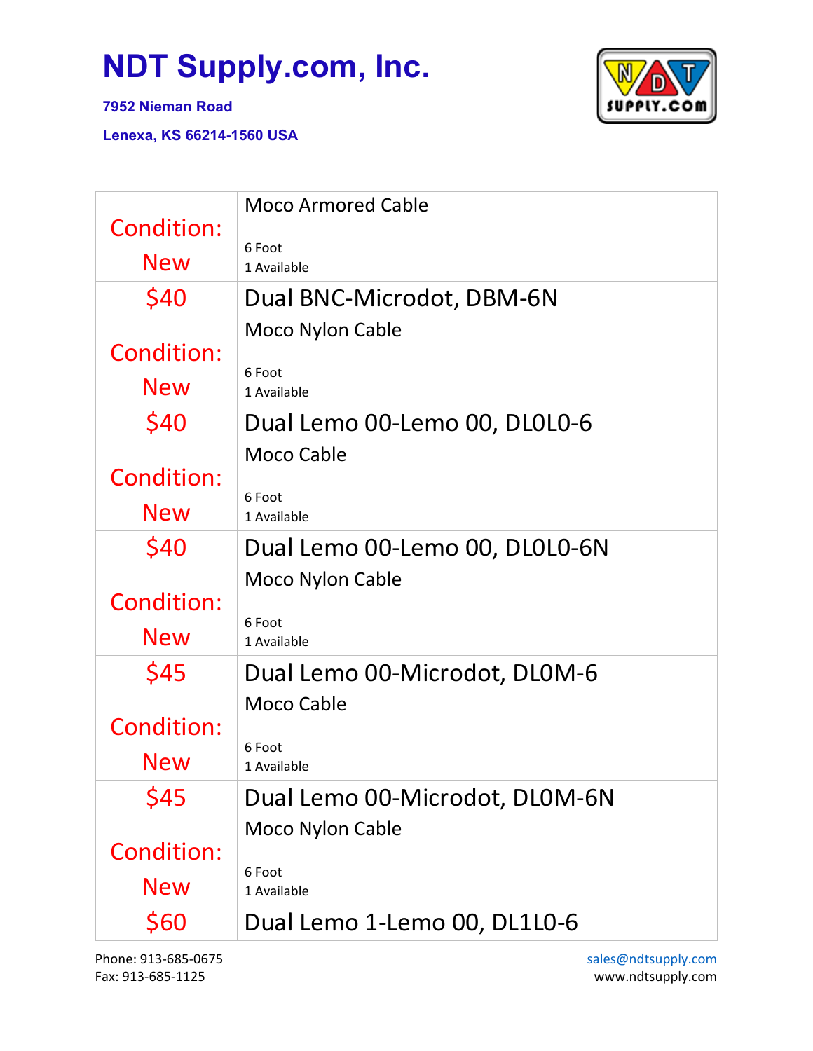# NDT Supply.com, Inc.

**7952 Nieman Road**

**Lenexa, KS 66214-1560 USA**

| | |
|---|---|
| Condition: New | Moco Armored Cable<br><br>6 Foot<br>1 Available |
| $40<br><br>Condition: New | Dual BNC-Microdot, DBM-6N<br>Moco Nylon Cable<br><br>6 Foot<br>1 Available |
| $40<br><br>Condition: New | Dual Lemo 00-Lemo 00, DL0L0-6<br>Moco Cable<br><br>6 Foot<br>1 Available |
| $40<br><br>Condition: New | Dual Lemo 00-Lemo 00, DL0L0-6N<br>Moco Nylon Cable<br><br>6 Foot<br>1 Available |
| $45<br><br>Condition: New | Dual Lemo 00-Microdot, DL0M-6<br>Moco Cable<br><br>6 Foot<br>1 Available |
| $45<br><br>Condition: New | Dual Lemo 00-Microdot, DL0M-6N<br>Moco Nylon Cable<br><br>6 Foot<br>1 Available |
| $60 | Dual Lemo 1-Lemo 00, DL1L0-6 |

Phone: 913-685-0675
Fax: 913-685-1125

sales@ndtsupply.com
www.ndtsupply.com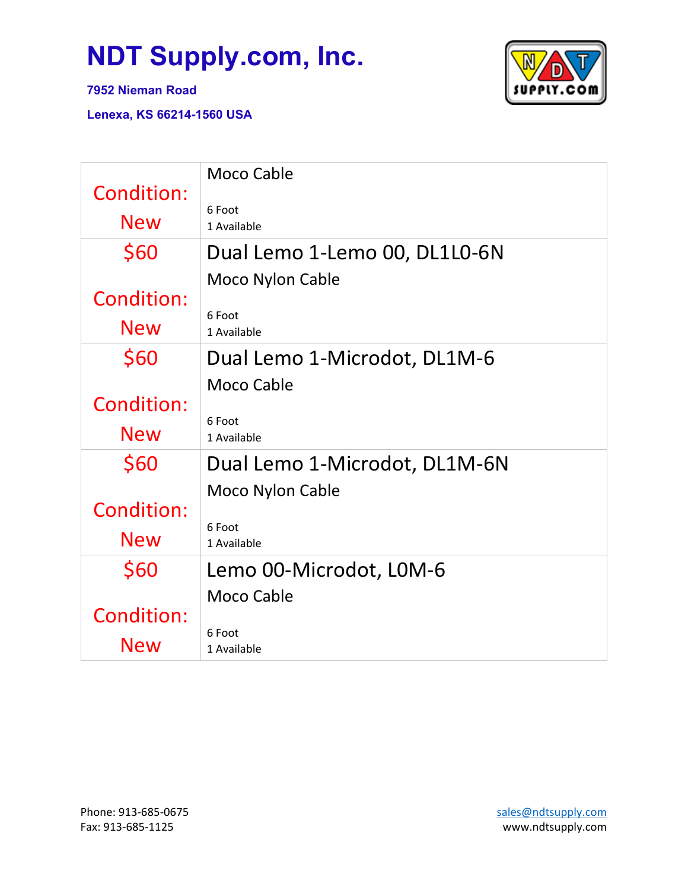# NDT Supply.com, Inc.

**7952 Nieman Road**

**Lenexa, KS 66214-1560 USA**

| | |
|---|---|
| Condition: New | Moco Cable<br><br>6 Foot<br>1 Available |
| $60<br><br>Condition: New | Dual Lemo 1-Lemo 00, DL1L0-6N<br>Moco Nylon Cable<br><br>6 Foot<br>1 Available |
| $60<br><br>Condition: New | Dual Lemo 1-Microdot, DL1M-6<br>Moco Cable<br><br>6 Foot<br>1 Available |
| $60<br><br>Condition: New | Dual Lemo 1-Microdot, DL1M-6N<br>Moco Nylon Cable<br><br>6 Foot<br>1 Available |
| $60<br><br>Condition: New | Lemo 00-Microdot, L0M-6<br>Moco Cable<br><br>6 Foot<br>1 Available |

Phone: 913-685-0675
Fax: 913-685-1125

sales@ndtsupply.com
www.ndtsupply.com